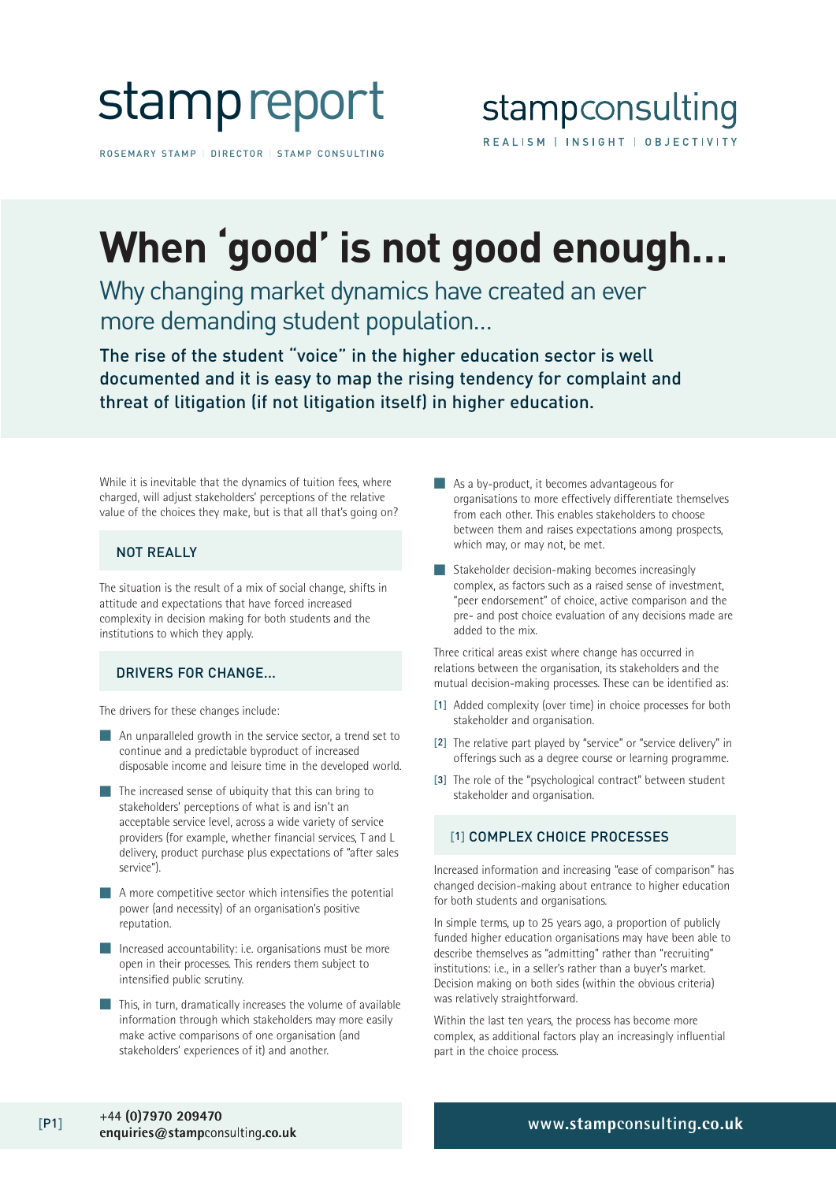stamp report

ROSEMARY STAMP | DIRECTOR | STAMP CONSULTING

stampconsulting

REALISM | INSIGHT | OBJECTIVITY

# When 'good' is not good enough...

## Why changing market dynamics have created an ever more demanding student population...

**The rise of the student "voice" in the higher education sector is well documented and it is easy to map the rising tendency for complaint and threat of litigation (if not litigation itself) in higher education.**

While it is inevitable that the dynamics of tuition fees, where charged, will adjust stakeholders' perceptions of the relative value of the choices they make, but is that all that's going on?

### NOT REALLY

The situation is the result of a mix of social change, shifts in attitude and expectations that have forced increased complexity in decision making for both students and the institutions to which they apply.

### DRIVERS FOR CHANGE...

The drivers for these changes include:

- An unparalleled growth in the service sector, a trend set to continue and a predictable byproduct of increased disposable income and leisure time in the developed world.
- The increased sense of ubiquity that this can bring to stakeholders' perceptions of what is and isn't an acceptable service level, across a wide variety of service providers (for example, whether financial services, T and L delivery, product purchase plus expectations of "after sales service").
- A more competitive sector which intensifies the potential power (and necessity) of an organisation's positive reputation.
- Increased accountability: i.e. organisations must be more open in their processes. This renders them subject to intensified public scrutiny.
- This, in turn, dramatically increases the volume of available information through which stakeholders may more easily make active comparisons of one organisation (and stakeholders' experiences of it) and another.
- As a by-product, it becomes advantageous for organisations to more effectively differentiate themselves from each other. This enables stakeholders to choose between them and raises expectations among prospects, which may, or may not, be met.
- Stakeholder decision-making becomes increasingly complex, as factors such as a raised sense of investment, "peer endorsement" of choice, active comparison and the pre- and post choice evaluation of any decisions made are added to the mix.

Three critical areas exist where change has occurred in relations between the organisation, its stakeholders and the mutual decision-making processes. These can be identified as:

[1] Added complexity (over time) in choice processes for both stakeholder and organisation.

[2] The relative part played by "service" or "service delivery" in offerings such as a degree course or learning programme.

[3] The role of the "psychological contract" between student stakeholder and organisation.

### [1] COMPLEX CHOICE PROCESSES

Increased information and increasing "ease of comparison" has changed decision-making about entrance to higher education for both students and organisations.

In simple terms, up to 25 years ago, a proportion of publicly funded higher education organisations may have been able to describe themselves as "admitting" rather than "recruiting" institutions: i.e., in a seller's rather than a buyer's market. Decision making on both sides (within the obvious criteria) was relatively straightforward.

Within the last ten years, the process has become more complex, as additional factors play an increasingly influential part in the choice process.

+44 (0)7970 209470
enquiries@stampconsulting.co.uk

www.stampconsulting.co.uk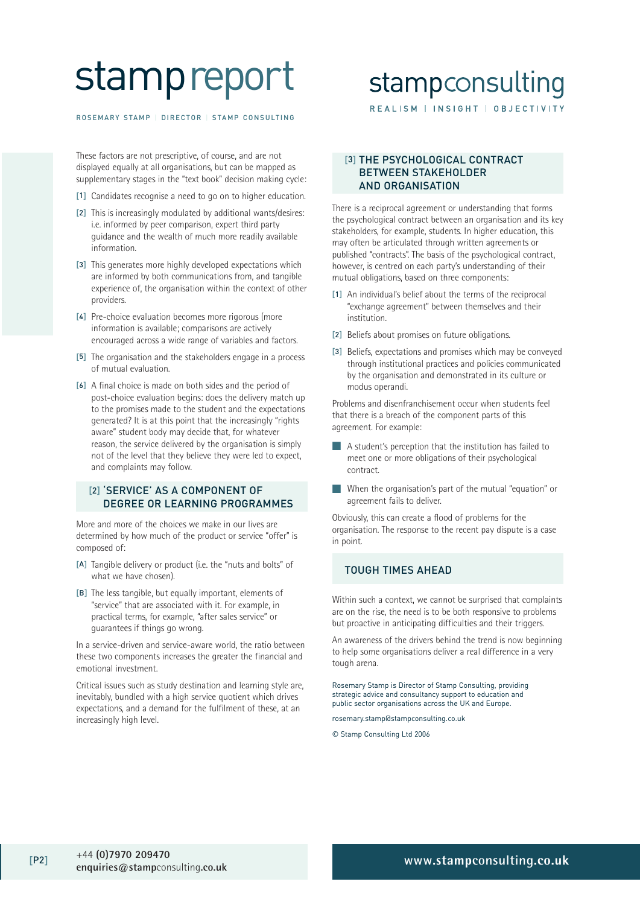These factors are not prescriptive, of course, and are not displayed equally at all organisations, but can be mapped as supplementary stages in the "text book" decision making cycle:

[1] Candidates recognise a need to go on to higher education.

[2] This is increasingly modulated by additional wants/desires: i.e. informed by peer comparison, expert third party guidance and the wealth of much more readily available information.

[3] This generates more highly developed expectations which are informed by both communications from, and tangible experience of, the organisation within the context of other providers.

[4] Pre-choice evaluation becomes more rigorous (more information is available; comparisons are actively encouraged across a wide range of variables and factors.

[5] The organisation and the stakeholders engage in a process of mutual evaluation.

[6] A final choice is made on both sides and the period of post-choice evaluation begins: does the delivery match up to the promises made to the student and the expectations generated? It is at this point that the increasingly "rights aware" student body may decide that, for whatever reason, the service delivered by the organisation is simply not of the level that they believe they were led to expect, and complaints may follow.

## [2] 'SERVICE' AS A COMPONENT OF DEGREE OR LEARNING PROGRAMMES

More and more of the choices we make in our lives are determined by how much of the product or service "offer" is composed of:

[A] Tangible delivery or product (i.e. the "nuts and bolts" of what we have chosen).

[B] The less tangible, but equally important, elements of "service" that are associated with it. For example, in practical terms, for example, "after sales service" or guarantees if things go wrong.

In a service-driven and service-aware world, the ratio between these two components increases the greater the financial and emotional investment.

Critical issues such as study destination and learning style are, inevitably, bundled with a high service quotient which drives expectations, and a demand for the fulfilment of these, at an increasingly high level.

## [3] THE PSYCHOLOGICAL CONTRACT BETWEEN STAKEHOLDER AND ORGANISATION

There is a reciprocal agreement or understanding that forms the psychological contract between an organisation and its key stakeholders, for example, students. In higher education, this may often be articulated through written agreements or published "contracts". The basis of the psychological contract, however, is centred on each party's understanding of their mutual obligations, based on three components:

[1] An individual's belief about the terms of the reciprocal "exchange agreement" between themselves and their institution.

[2] Beliefs about promises on future obligations.

[3] Beliefs, expectations and promises which may be conveyed through institutional practices and policies communicated by the organisation and demonstrated in its culture or modus operandi.

Problems and disenfranchisement occur when students feel that there is a breach of the component parts of this agreement. For example:

- A student's perception that the institution has failed to meet one or more obligations of their psychological contract.
- When the organisation's part of the mutual "equation" or agreement fails to deliver.

Obviously, this can create a flood of problems for the organisation. The response to the recent pay dispute is a case in point.

## TOUGH TIMES AHEAD

Within such a context, we cannot be surprised that complaints are on the rise, the need is to be both responsive to problems but proactive in anticipating difficulties and their triggers.

An awareness of the drivers behind the trend is now beginning to help some organisations deliver a real difference in a very tough arena.

Rosemary Stamp is Director of Stamp Consulting, providing strategic advice and consultancy support to education and public sector organisations across the UK and Europe.

rosemary.stamp@stampconsulting.co.uk

© Stamp Consulting Ltd 2006